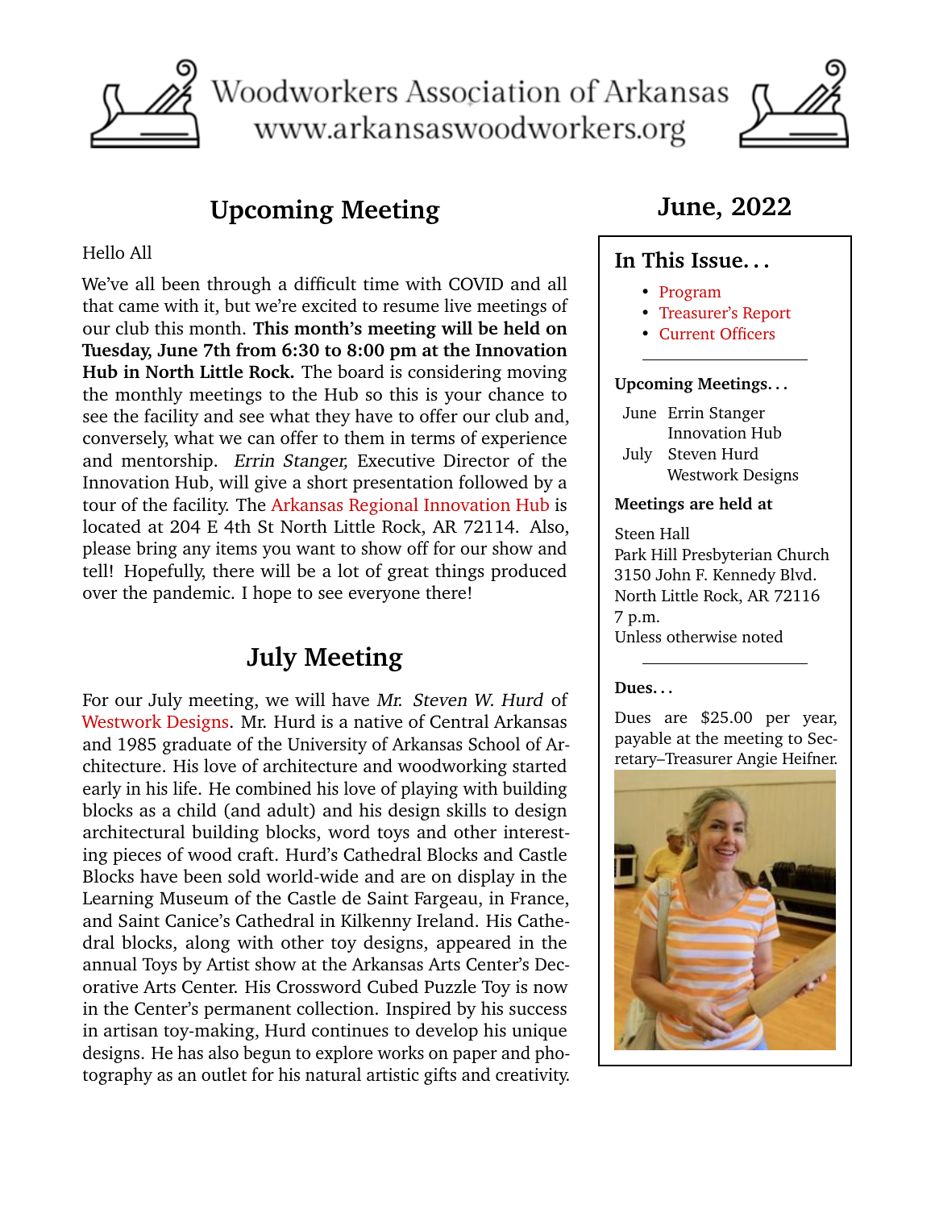# Woodworkers Association of Arkansas
www.arkansaswoodworkers.org

## Upcoming Meeting

Hello All

We've all been through a difficult time with COVID and all that came with it, but we're excited to resume live meetings of our club this month. **This month's meeting will be held on Tuesday, June 7th from 6:30 to 8:00 pm at the Innovation Hub in North Little Rock.** The board is considering moving the monthly meetings to the Hub so this is your chance to see the facility and see what they have to offer our club and, conversely, what we can offer to them in terms of experience and mentorship. *Errin Stanger,* Executive Director of the Innovation Hub, will give a short presentation followed by a tour of the facility. The Arkansas Regional Innovation Hub is located at 204 E 4th St North Little Rock, AR 72114. Also, please bring any items you want to show off for our show and tell! Hopefully, there will be a lot of great things produced over the pandemic. I hope to see everyone there!

## July Meeting

For our July meeting, we will have *Mr. Steven W. Hurd* of Westwork Designs. Mr. Hurd is a native of Central Arkansas and 1985 graduate of the University of Arkansas School of Architecture. His love of architecture and woodworking started early in his life. He combined his love of playing with building blocks as a child (and adult) and his design skills to design architectural building blocks, word toys and other interesting pieces of wood craft. Hurd's Cathedral Blocks and Castle Blocks have been sold world-wide and are on display in the Learning Museum of the Castle de Saint Fargeau, in France, and Saint Canice's Cathedral in Kilkenny Ireland. His Cathedral blocks, along with other toy designs, appeared in the annual Toys by Artist show at the Arkansas Arts Center's Decorative Arts Center. His Crossword Cubed Puzzle Toy is now in the Center's permanent collection. Inspired by his success in artisan toy-making, Hurd continues to develop his unique designs. He has also begun to explore works on paper and photography as an outlet for his natural artistic gifts and creativity.

## June, 2022

### In This Issue. . .

- Program
- Treasurer's Report
- Current Officers

**Upcoming Meetings. . .**

| | |
|---|---|
| June | Errin Stanger<br>Innovation Hub |
| July | Steven Hurd<br>Westwork Designs |

**Meetings are held at**

Steen Hall
Park Hill Presbyterian Church
3150 John F. Kennedy Blvd.
North Little Rock, AR 72116
7 p.m.
Unless otherwise noted

**Dues. . .**

Dues are $25.00 per year, payable at the meeting to Secretary–Treasurer Angie Heifner.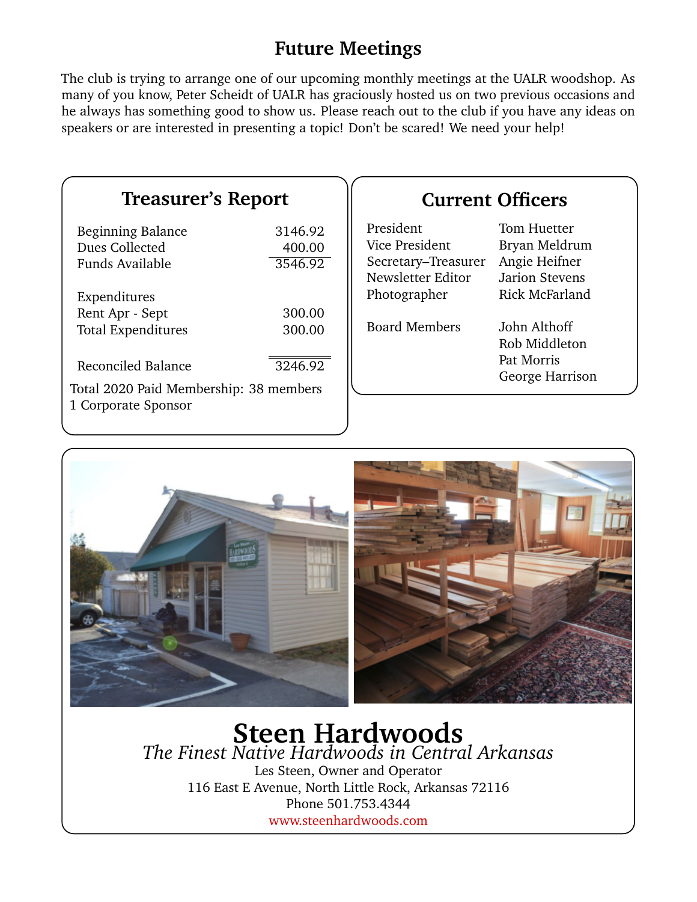## Future Meetings

The club is trying to arrange one of our upcoming monthly meetings at the UALR woodshop. As many of you know, Peter Scheidt of UALR has graciously hosted us on two previous occasions and he always has something good to show us. Please reach out to the club if you have any ideas on speakers or are interested in presenting a topic! Don't be scared! We need your help!

## Treasurer's Report

| | |
|---|---|
| Beginning Balance | 3146.92 |
| Dues Collected | 400.00 |
| Funds Available | 3546.92 |
| Expenditures | |
| Rent Apr - Sept | 300.00 |
| Total Expenditures | 300.00 |
| Reconciled Balance | 3246.92 |

Total 2020 Paid Membership: 38 members
1 Corporate Sponsor

## Current Officers

| | |
|---|---|
| President | Tom Huetter |
| Vice President | Bryan Meldrum |
| Secretary–Treasurer | Angie Heifner |
| Newsletter Editor | Jarion Stevens |
| Photographer | Rick McFarland |
| Board Members | John Althoff |
| | Rob Middleton |
| | Pat Morris |
| | George Harrison |

# Steen Hardwoods

*The Finest Native Hardwoods in Central Arkansas*

Les Steen, Owner and Operator
116 East E Avenue, North Little Rock, Arkansas 72116
Phone 501.753.4344
www.steenhardwoods.com